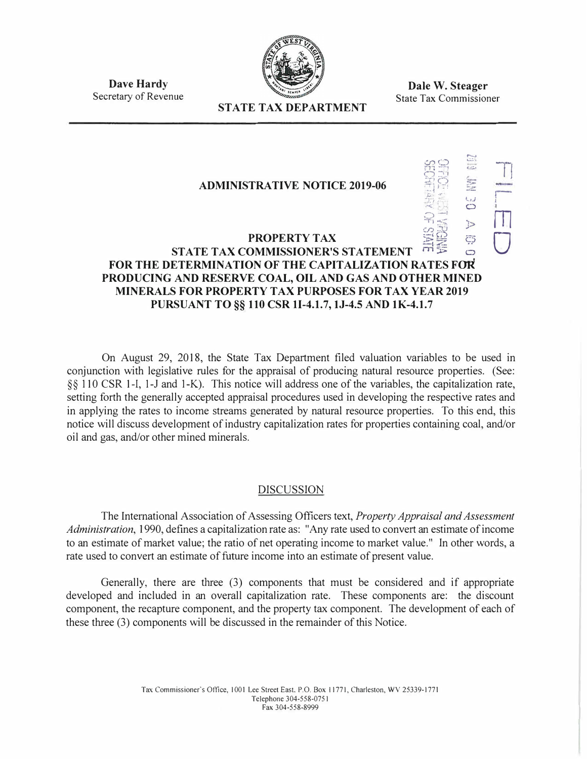**Dave Hardy**
Secretary of Revenue

**STATE TAX DEPARTMENT**

**Dale W. Steager**
State Tax Commissioner

FILED

2019 JAN 30 A 10: 0

OFFICE WEST VIRGINIA SECRETARY OF STATE

## ADMINISTRATIVE NOTICE 2019-06

## PROPERTY TAX
## STATE TAX COMMISSIONER'S STATEMENT FOR THE DETERMINATION OF THE CAPITALIZATION RATES FOR PRODUCING AND RESERVE COAL, OIL AND GAS AND OTHER MINED MINERALS FOR PROPERTY TAX PURPOSES FOR TAX YEAR 2019 PURSUANT TO §§ 110 CSR 1I-4.1.7, 1J-4.5 AND 1K-4.1.7

On August 29, 2018, the State Tax Department filed valuation variables to be used in conjunction with legislative rules for the appraisal of producing natural resource properties. (See: §§ 110 CSR 1-I, 1-J and 1-K). This notice will address one of the variables, the capitalization rate, setting forth the generally accepted appraisal procedures used in developing the respective rates and in applying the rates to income streams generated by natural resource properties. To this end, this notice will discuss development of industry capitalization rates for properties containing coal, and/or oil and gas, and/or other mined minerals.

### DISCUSSION

The International Association of Assessing Officers text, *Property Appraisal and Assessment Administration*, 1990, defines a capitalization rate as: "Any rate used to convert an estimate of income to an estimate of market value; the ratio of net operating income to market value." In other words, a rate used to convert an estimate of future income into an estimate of present value.

Generally, there are three (3) components that must be considered and if appropriate developed and included in an overall capitalization rate. These components are: the discount component, the recapture component, and the property tax component. The development of each of these three (3) components will be discussed in the remainder of this Notice.

Tax Commissioner's Office, 1001 Lee Street East, P.O. Box 11771, Charleston, WV 25339-1771
Telephone 304-558-0751
Fax 304-558-8999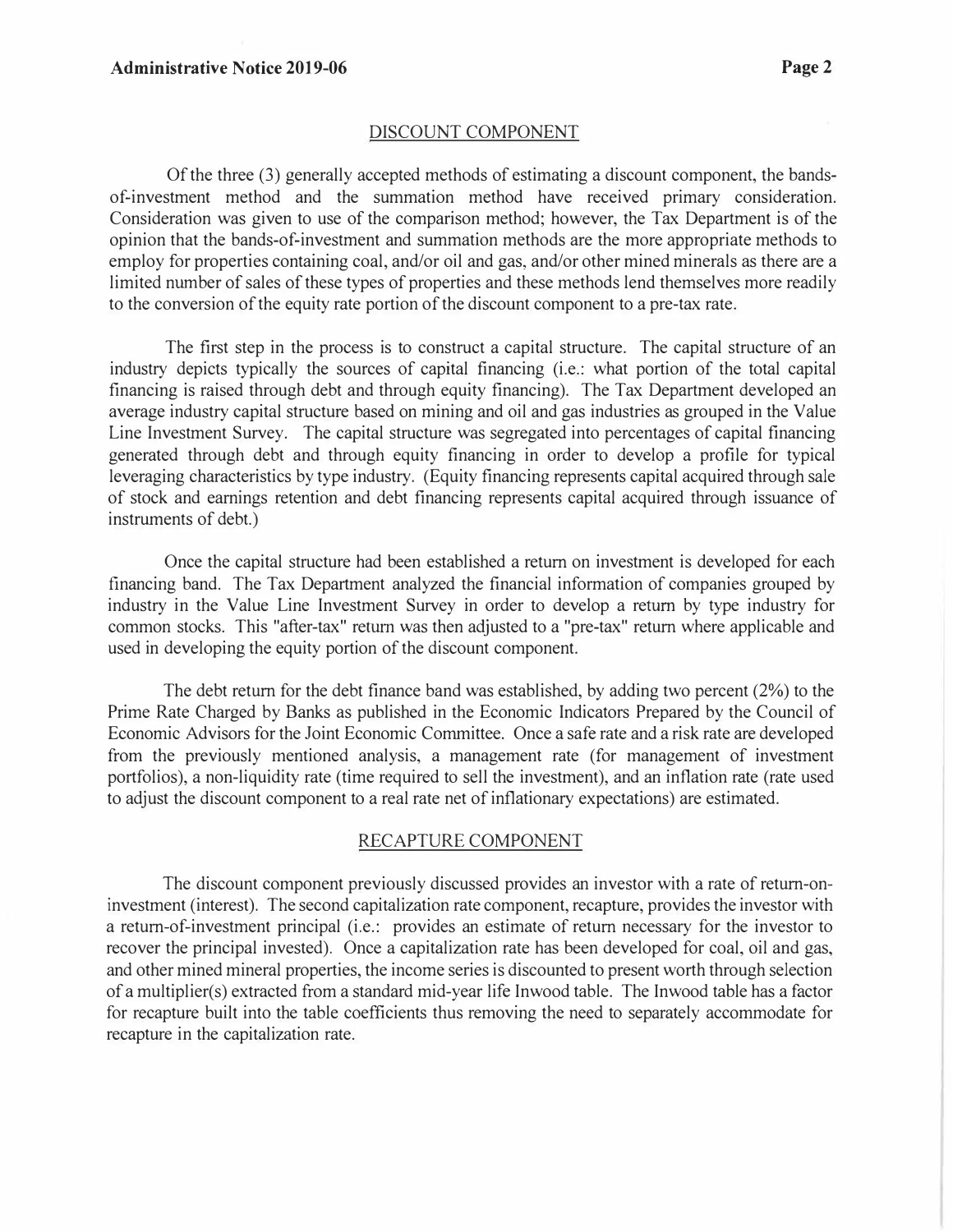## DISCOUNT COMPONENT

Of the three (3) generally accepted methods of estimating a discount component, the bands-of-investment method and the summation method have received primary consideration. Consideration was given to use of the comparison method; however, the Tax Department is of the opinion that the bands-of-investment and summation methods are the more appropriate methods to employ for properties containing coal, and/or oil and gas, and/or other mined minerals as there are a limited number of sales of these types of properties and these methods lend themselves more readily to the conversion of the equity rate portion of the discount component to a pre-tax rate.

The first step in the process is to construct a capital structure. The capital structure of an industry depicts typically the sources of capital financing (i.e.: what portion of the total capital financing is raised through debt and through equity financing). The Tax Department developed an average industry capital structure based on mining and oil and gas industries as grouped in the Value Line Investment Survey. The capital structure was segregated into percentages of capital financing generated through debt and through equity financing in order to develop a profile for typical leveraging characteristics by type industry. (Equity financing represents capital acquired through sale of stock and earnings retention and debt financing represents capital acquired through issuance of instruments of debt.)

Once the capital structure had been established a return on investment is developed for each financing band. The Tax Department analyzed the financial information of companies grouped by industry in the Value Line Investment Survey in order to develop a return by type industry for common stocks. This "after-tax" return was then adjusted to a "pre-tax" return where applicable and used in developing the equity portion of the discount component.

The debt return for the debt finance band was established, by adding two percent (2%) to the Prime Rate Charged by Banks as published in the Economic Indicators Prepared by the Council of Economic Advisors for the Joint Economic Committee. Once a safe rate and a risk rate are developed from the previously mentioned analysis, a management rate (for management of investment portfolios), a non-liquidity rate (time required to sell the investment), and an inflation rate (rate used to adjust the discount component to a real rate net of inflationary expectations) are estimated.

## RECAPTURE COMPONENT

The discount component previously discussed provides an investor with a rate of return-on-investment (interest). The second capitalization rate component, recapture, provides the investor with a return-of-investment principal (i.e.: provides an estimate of return necessary for the investor to recover the principal invested). Once a capitalization rate has been developed for coal, oil and gas, and other mined mineral properties, the income series is discounted to present worth through selection of a multiplier(s) extracted from a standard mid-year life Inwood table. The Inwood table has a factor for recapture built into the table coefficients thus removing the need to separately accommodate for recapture in the capitalization rate.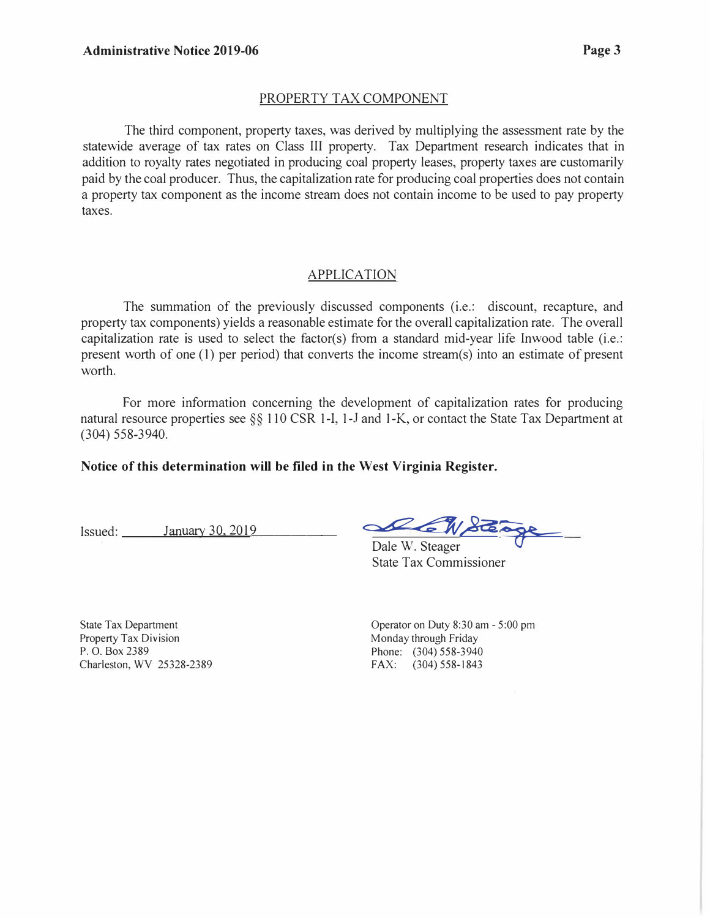## PROPERTY TAX COMPONENT

The third component, property taxes, was derived by multiplying the assessment rate by the statewide average of tax rates on Class III property. Tax Department research indicates that in addition to royalty rates negotiated in producing coal property leases, property taxes are customarily paid by the coal producer. Thus, the capitalization rate for producing coal properties does not contain a property tax component as the income stream does not contain income to be used to pay property taxes.

## APPLICATION

The summation of the previously discussed components (i.e.: discount, recapture, and property tax components) yields a reasonable estimate for the overall capitalization rate. The overall capitalization rate is used to select the factor(s) from a standard mid-year life Inwood table (i.e.: present worth of one (1) per period) that converts the income stream(s) into an estimate of present worth.

For more information concerning the development of capitalization rates for producing natural resource properties see §§ 110 CSR 1-I, 1-J and 1-K, or contact the State Tax Department at (304) 558-3940.

**Notice of this determination will be filed in the West Virginia Register.**

Issued: January 30, 2019

Dale W. Steager
State Tax Commissioner

State Tax Department
Property Tax Division
P. O. Box 2389
Charleston, WV 25328-2389

Operator on Duty 8:30 am - 5:00 pm
Monday through Friday
Phone: (304) 558-3940
FAX: (304) 558-1843